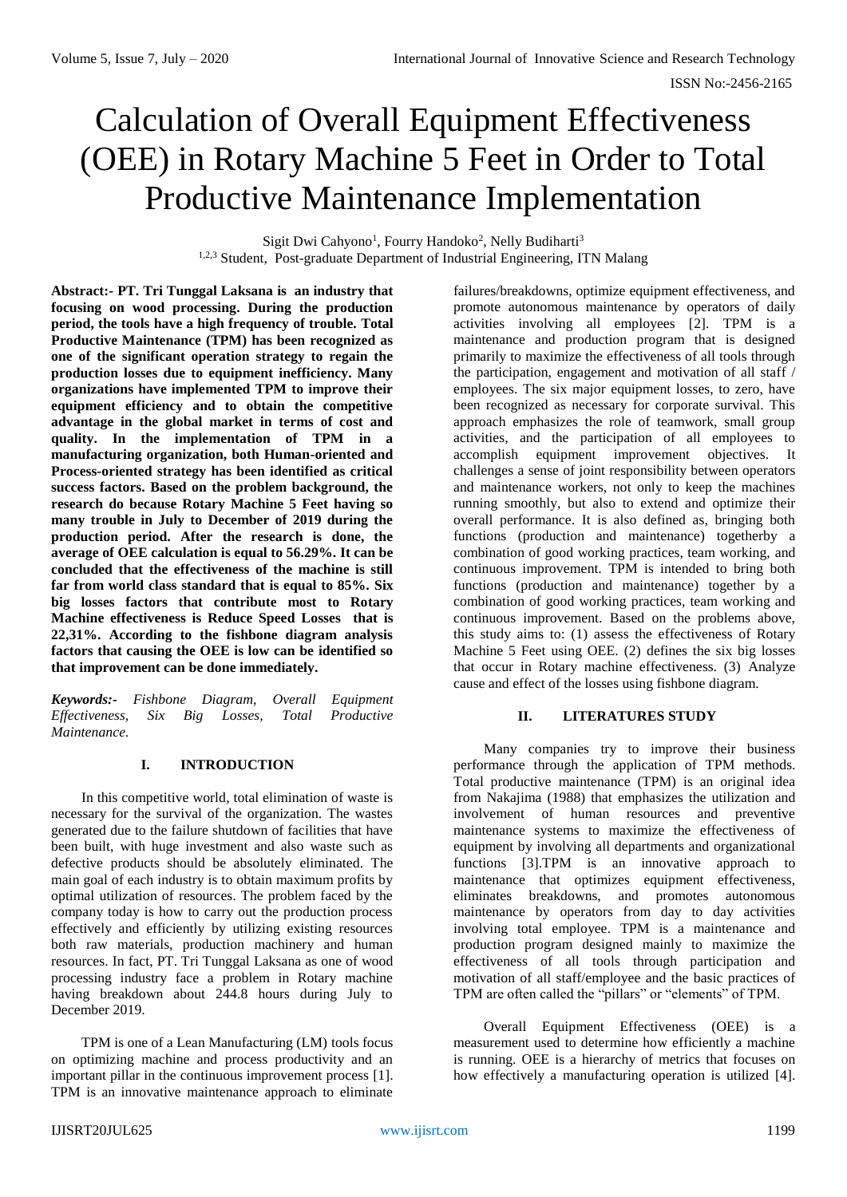# Calculation of Overall Equipment Effectiveness (OEE) in Rotary Machine 5 Feet in Order to Total Productive Maintenance Implementation

Sigit Dwi Cahyono[1], Fourry Handoko[2], Nelly Budiharti[3]

[1,2,3] Student, Post-graduate Department of Industrial Engineering, ITN Malang

**Abstract:- PT. Tri Tunggal Laksana is an industry that focusing on wood processing. During the production period, the tools have a high frequency of trouble. Total Productive Maintenance (TPM) has been recognized as one of the significant operation strategy to regain the production losses due to equipment inefficiency. Many organizations have implemented TPM to improve their equipment efficiency and to obtain the competitive advantage in the global market in terms of cost and quality. In the implementation of TPM in a manufacturing organization, both Human-oriented and Process-oriented strategy has been identified as critical success factors. Based on the problem background, the research do because Rotary Machine 5 Feet having so many trouble in July to December of 2019 during the production period. After the research is done, the average of OEE calculation is equal to 56.29%. It can be concluded that the effectiveness of the machine is still far from world class standard that is equal to 85%. Six big losses factors that contribute most to Rotary Machine effectiveness is Reduce Speed Losses that is 22,31%. According to the fishbone diagram analysis factors that causing the OEE is low can be identified so that improvement can be done immediately.**

***Keywords:-*** *Fishbone Diagram, Overall Equipment Effectiveness, Six Big Losses, Total Productive Maintenance.*

## I. INTRODUCTION

In this competitive world, total elimination of waste is necessary for the survival of the organization. The wastes generated due to the failure shutdown of facilities that have been built, with huge investment and also waste such as defective products should be absolutely eliminated. The main goal of each industry is to obtain maximum profits by optimal utilization of resources. The problem faced by the company today is how to carry out the production process effectively and efficiently by utilizing existing resources both raw materials, production machinery and human resources. In fact, PT. Tri Tunggal Laksana as one of wood processing industry face a problem in Rotary machine having breakdown about 244.8 hours during July to December 2019.

TPM is one of a Lean Manufacturing (LM) tools focus on optimizing machine and process productivity and an important pillar in the continuous improvement process [1]. TPM is an innovative maintenance approach to eliminate failures/breakdowns, optimize equipment effectiveness, and promote autonomous maintenance by operators of daily activities involving all employees [2]. TPM is a maintenance and production program that is designed primarily to maximize the effectiveness of all tools through the participation, engagement and motivation of all staff / employees. The six major equipment losses, to zero, have been recognized as necessary for corporate survival. This approach emphasizes the role of teamwork, small group activities, and the participation of all employees to accomplish equipment improvement objectives. It challenges a sense of joint responsibility between operators and maintenance workers, not only to keep the machines running smoothly, but also to extend and optimize their overall performance. It is also defined as, bringing both functions (production and maintenance) togetherby a combination of good working practices, team working, and continuous improvement. TPM is intended to bring both functions (production and maintenance) together by a combination of good working practices, team working and continuous improvement. Based on the problems above, this study aims to: (1) assess the effectiveness of Rotary Machine 5 Feet using OEE. (2) defines the six big losses that occur in Rotary machine effectiveness. (3) Analyze cause and effect of the losses using fishbone diagram.

## II. LITERATURES STUDY

Many companies try to improve their business performance through the application of TPM methods. Total productive maintenance (TPM) is an original idea from Nakajima (1988) that emphasizes the utilization and involvement of human resources and preventive maintenance systems to maximize the effectiveness of equipment by involving all departments and organizational functions [3].TPM is an innovative approach to maintenance that optimizes equipment effectiveness, eliminates breakdowns, and promotes autonomous maintenance by operators from day to day activities involving total employee. TPM is a maintenance and production program designed mainly to maximize the effectiveness of all tools through participation and motivation of all staff/employee and the basic practices of TPM are often called the "pillars" or "elements" of TPM.

Overall Equipment Effectiveness (OEE) is a measurement used to determine how efficiently a machine is running. OEE is a hierarchy of metrics that focuses on how effectively a manufacturing operation is utilized [4].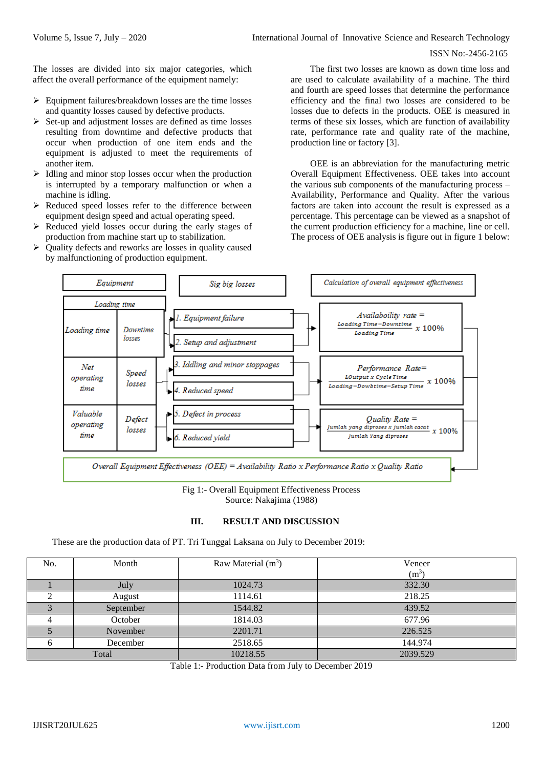The losses are divided into six major categories, which affect the overall performance of the equipment namely:

- Equipment failures/breakdown losses are the time losses and quantity losses caused by defective products.
- Set-up and adjustment losses are defined as time losses resulting from downtime and defective products that occur when production of one item ends and the equipment is adjusted to meet the requirements of another item.
- Idling and minor stop losses occur when the production is interrupted by a temporary malfunction or when a machine is idling.
- Reduced speed losses refer to the difference between equipment design speed and actual operating speed.
- Reduced yield losses occur during the early stages of production from machine start up to stabilization.
- Quality defects and reworks are losses in quality caused by malfunctioning of production equipment.

The first two losses are known as down time loss and are used to calculate availability of a machine. The third and fourth are speed losses that determine the performance efficiency and the final two losses are considered to be losses due to defects in the products. OEE is measured in terms of these six losses, which are function of availability rate, performance rate and quality rate of the machine, production line or factory [3].

OEE is an abbreviation for the manufacturing metric Overall Equipment Effectiveness. OEE takes into account the various sub components of the manufacturing process – Availability, Performance and Quality. After the various factors are taken into account the result is expressed as a percentage. This percentage can be viewed as a snapshot of the current production efficiency for a machine, line or cell. The process of OEE analysis is figure out in figure 1 below:

| Equipment | | Sig big losses | Calculation of overall equipment effectiveness |
|---|---|---|---|
| Loading time | | | |
| Loading time | Downtime losses | 1. Equipment failure<br>2. Setup and adjustment | $\text{Availability rate} = \frac{\text{Loading Time} - \text{Downtime}}{\text{Loading Time}} \times 100\%$ |
| Net operating time | Speed losses | 3. Iddling and minor stoppages<br>4. Reduced speed | $\text{Performance Rate} = \frac{\text{Output} \times \text{Cycle Time}}{\text{Loading} - \text{Dowbtime} - \text{Setup Time}} \times 100\%$ |
| Valuable operating time | Defect losses | 5. Defect in process<br>6. Reduced yield | $\text{Quality Rate} = \frac{\text{Jumlah yang diproses} \times \text{jumlah cacat}}{\text{Jumlah Yang diproses}} \times 100\%$ |

Overall Equipment Effectiveness (OEE) = Availability Ratio x Performance Ratio x Quality Ratio

Fig 1:- Overall Equipment Effectiveness Process
Source: Nakajima (1988)

## III. RESULT AND DISCUSSION

These are the production data of PT. Tri Tunggal Laksana on July to December 2019:

| No. | Month | Raw Material ($m^3$) | Veneer ($m^3$) |
|---|---|---|---|
| 1 | July | 1024.73 | 332.30 |
| 2 | August | 1114.61 | 218.25 |
| 3 | September | 1544.82 | 439.52 |
| 4 | October | 1814.03 | 677.96 |
| 5 | November | 2201.71 | 226.525 |
| 6 | December | 2518.65 | 144.974 |
| Total | | 10218.55 | 2039.529 |

Table 1:- Production Data from July to December 2019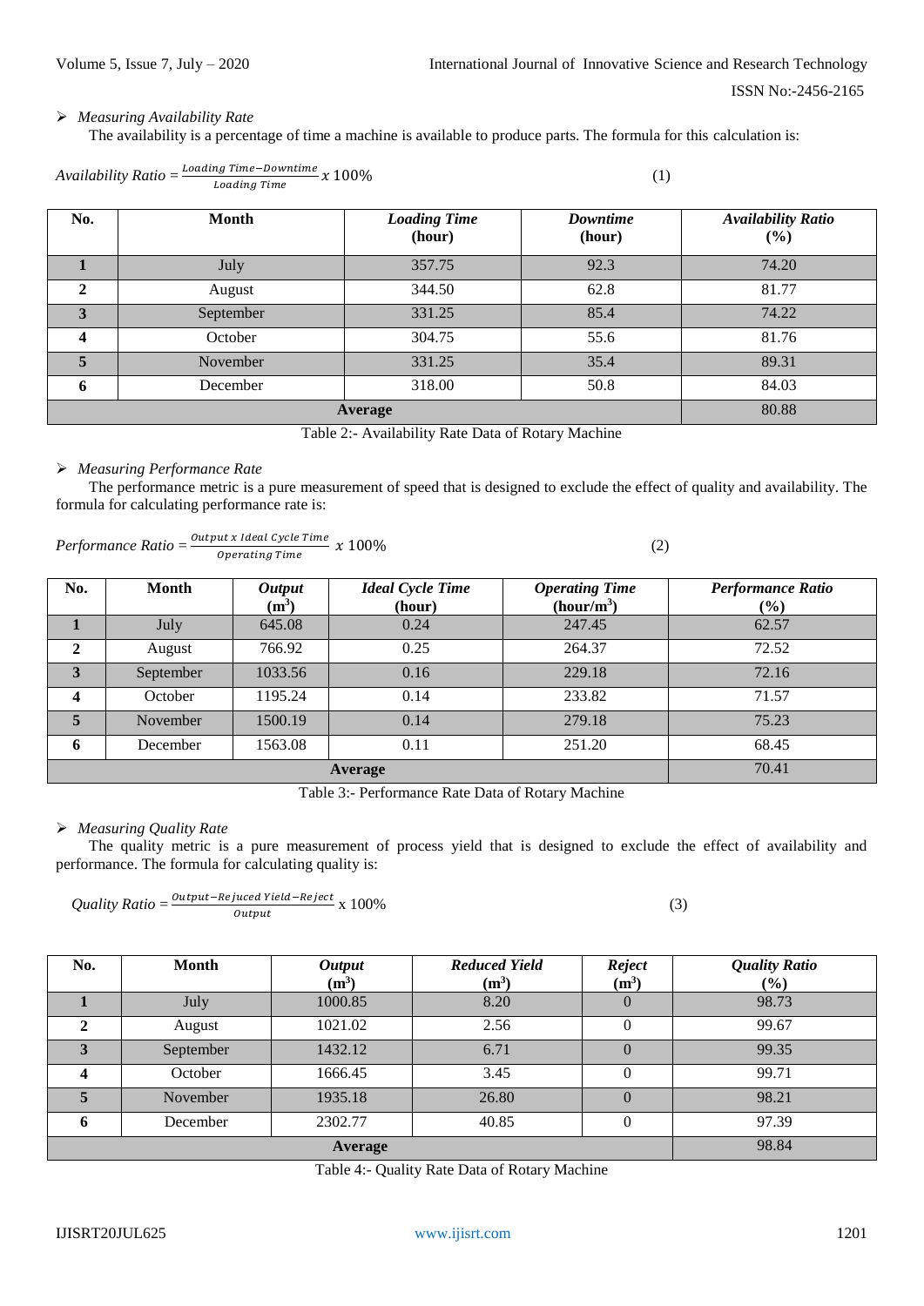- *Measuring Availability Rate*

The availability is a percentage of time a machine is available to produce parts. The formula for this calculation is:

$$Availability\ Ratio = \frac{Loading\ Time - Downtime}{Loading\ Time} x\ 100\% \quad (1)$$

| No. | Month | *Loading Time* (hour) | *Downtime* (hour) | *Availability Ratio* (%) |
|---|---|---|---|---|
| 1 | July | 357.75 | 92.3 | 74.20 |
| 2 | August | 344.50 | 62.8 | 81.77 |
| 3 | September | 331.25 | 85.4 | 74.22 |
| 4 | October | 304.75 | 55.6 | 81.76 |
| 5 | November | 331.25 | 35.4 | 89.31 |
| 6 | December | 318.00 | 50.8 | 84.03 |
| **Average** | | | | 80.88 |

Table 2:- Availability Rate Data of Rotary Machine

- *Measuring Performance Rate*

The performance metric is a pure measurement of speed that is designed to exclude the effect of quality and availability. The formula for calculating performance rate is:

$$Performance\ Ratio = \frac{Output\ x\ Ideal\ Cycle\ Time}{Operating\ Time}\ x\ 100\% \quad (2)$$

| No. | Month | *Output* ($m^3$) | *Ideal Cycle Time* (hour) | *Operating Time* (hour/$m^3$) | *Performance Ratio* (%) |
|---|---|---|---|---|---|
| 1 | July | 645.08 | 0.24 | 247.45 | 62.57 |
| 2 | August | 766.92 | 0.25 | 264.37 | 72.52 |
| 3 | September | 1033.56 | 0.16 | 229.18 | 72.16 |
| 4 | October | 1195.24 | 0.14 | 233.82 | 71.57 |
| 5 | November | 1500.19 | 0.14 | 279.18 | 75.23 |
| 6 | December | 1563.08 | 0.11 | 251.20 | 68.45 |
| **Average** | | | | | 70.41 |

Table 3:- Performance Rate Data of Rotary Machine

- *Measuring Quality Rate*

The quality metric is a pure measurement of process yield that is designed to exclude the effect of availability and performance. The formula for calculating quality is:

$$Quality\ Ratio = \frac{Output - Rejuced\ Yield - Reject}{Output} \text{ x } 100\% \quad (3)$$

| No. | Month | *Output* ($m^3$) | *Reduced Yield* ($m^3$) | *Reject* ($m^3$) | *Quality Ratio* (%) |
|---|---|---|---|---|---|
| 1 | July | 1000.85 | 8.20 | 0 | 98.73 |
| 2 | August | 1021.02 | 2.56 | 0 | 99.67 |
| 3 | September | 1432.12 | 6.71 | 0 | 99.35 |
| 4 | October | 1666.45 | 3.45 | 0 | 99.71 |
| 5 | November | 1935.18 | 26.80 | 0 | 98.21 |
| 6 | December | 2302.77 | 40.85 | 0 | 97.39 |
| **Average** | | | | | 98.84 |

Table 4:- Quality Rate Data of Rotary Machine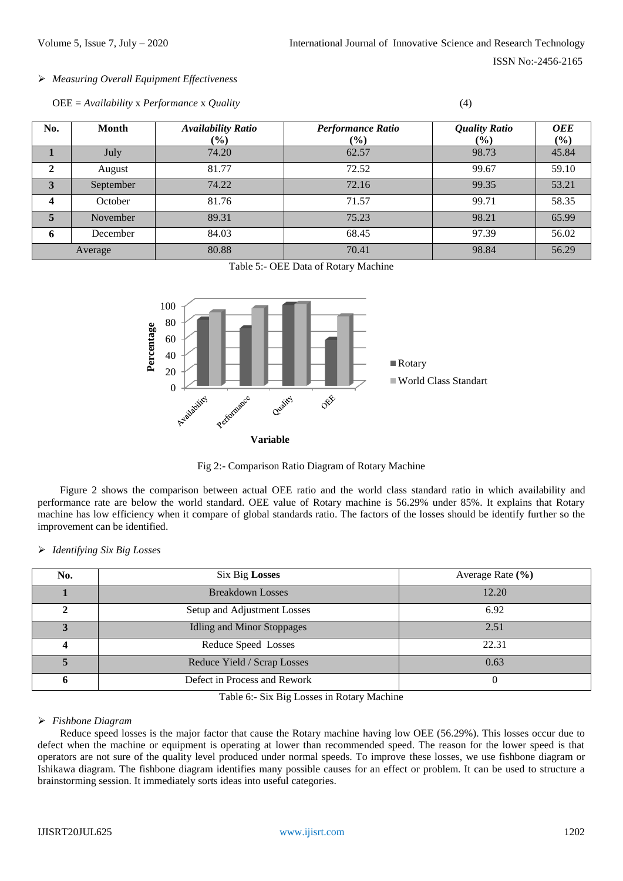- *Measuring Overall Equipment Effectiveness*

$$\text{OEE} = \textit{Availability} \times \textit{Performance} \times \textit{Quality} \quad (4)$$

| No. | Month | ***Availability Ratio* (%)** | ***Performance Ratio* (%)** | ***Quality Ratio* (%)** | ***OEE* (%)** |
|---|---|---|---|---|---|
| **1** | July | 74.20 | 62.57 | 98.73 | 45.84 |
| **2** | August | 81.77 | 72.52 | 99.67 | 59.10 |
| **3** | September | 74.22 | 72.16 | 99.35 | 53.21 |
| **4** | October | 81.76 | 71.57 | 99.71 | 58.35 |
| **5** | November | 89.31 | 75.23 | 98.21 | 65.99 |
| **6** | December | 84.03 | 68.45 | 97.39 | 56.02 |
| Average | | 80.88 | 70.41 | 98.84 | 56.29 |

Table 5:- OEE Data of Rotary Machine

Fig 2:- Comparison Ratio Diagram of Rotary Machine

Figure 2 shows the comparison between actual OEE ratio and the world class standard ratio in which availability and performance rate are below the world standard. OEE value of Rotary machine is 56.29% under 85%. It explains that Rotary machine has low efficiency when it compare of global standards ratio. The factors of the losses should be identify further so the improvement can be identified.

- *Identifying Six Big Losses*

| No. | Six Big **Losses** | Average Rate **(%)** |
|---|---|---|
| **1** | Breakdown Losses | 12.20 |
| **2** | Setup and Adjustment Losses | 6.92 |
| **3** | Idling and Minor Stoppages | 2.51 |
| **4** | Reduce Speed Losses | 22.31 |
| **5** | Reduce Yield / Scrap Losses | 0.63 |
| **6** | Defect in Process and Rework | 0 |

Table 6:- Six Big Losses in Rotary Machine

- *Fishbone Diagram*

Reduce speed losses is the major factor that cause the Rotary machine having low OEE (56.29%). This losses occur due to defect when the machine or equipment is operating at lower than recommended speed. The reason for the lower speed is that operators are not sure of the quality level produced under normal speeds. To improve these losses, we use fishbone diagram or Ishikawa diagram. The fishbone diagram identifies many possible causes for an effect or problem. It can be used to structure a brainstorming session. It immediately sorts ideas into useful categories.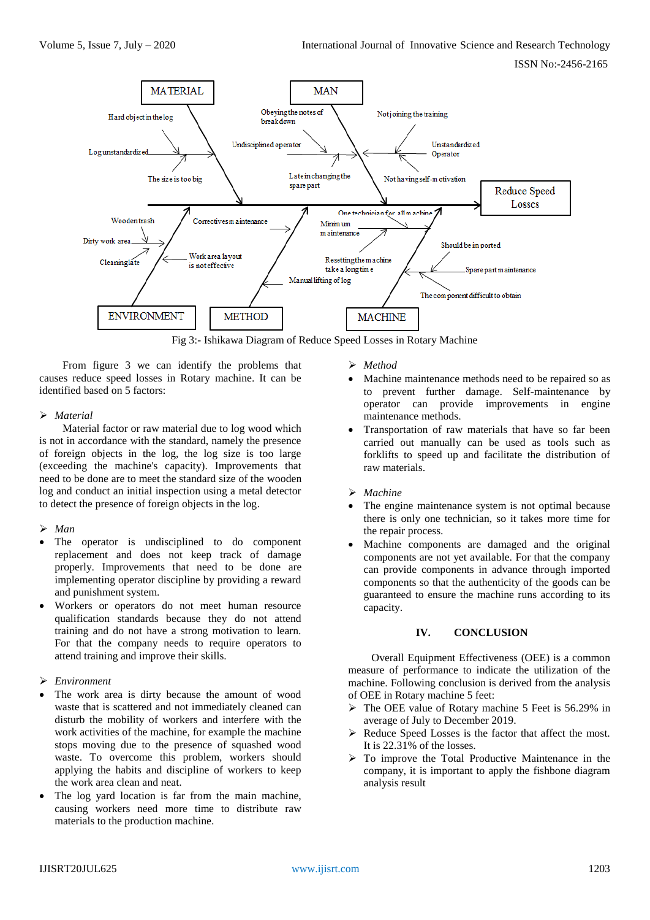Fig 3:- Ishikawa Diagram of Reduce Speed Losses in Rotary Machine

From figure 3 we can identify the problems that causes reduce speed losses in Rotary machine. It can be identified based on 5 factors:

➢ *Material*

Material factor or raw material due to log wood which is not in accordance with the standard, namely the presence of foreign objects in the log, the log size is too large (exceeding the machine's capacity). Improvements that need to be done are to meet the standard size of the wooden log and conduct an initial inspection using a metal detector to detect the presence of foreign objects in the log.

➢ *Man*

- The operator is undisciplined to do component replacement and does not keep track of damage properly. Improvements that need to be done are implementing operator discipline by providing a reward and punishment system.
- Workers or operators do not meet human resource qualification standards because they do not attend training and do not have a strong motivation to learn. For that the company needs to require operators to attend training and improve their skills.

➢ *Environment*

- The work area is dirty because the amount of wood waste that is scattered and not immediately cleaned can disturb the mobility of workers and interfere with the work activities of the machine, for example the machine stops moving due to the presence of squashed wood waste. To overcome this problem, workers should applying the habits and discipline of workers to keep the work area clean and neat.
- The log yard location is far from the main machine, causing workers need more time to distribute raw materials to the production machine.

➢ *Method*

- Machine maintenance methods need to be repaired so as to prevent further damage. Self-maintenance by operator can provide improvements in engine maintenance methods.
- Transportation of raw materials that have so far been carried out manually can be used as tools such as forklifts to speed up and facilitate the distribution of raw materials.

➢ *Machine*

- The engine maintenance system is not optimal because there is only one technician, so it takes more time for the repair process.
- Machine components are damaged and the original components are not yet available. For that the company can provide components in advance through imported components so that the authenticity of the goods can be guaranteed to ensure the machine runs according to its capacity.

## IV. CONCLUSION

Overall Equipment Effectiveness (OEE) is a common measure of performance to indicate the utilization of the machine. Following conclusion is derived from the analysis of OEE in Rotary machine 5 feet:

➢ The OEE value of Rotary machine 5 Feet is 56.29% in average of July to December 2019.

➢ Reduce Speed Losses is the factor that affect the most. It is 22.31% of the losses.

➢ To improve the Total Productive Maintenance in the company, it is important to apply the fishbone diagram analysis result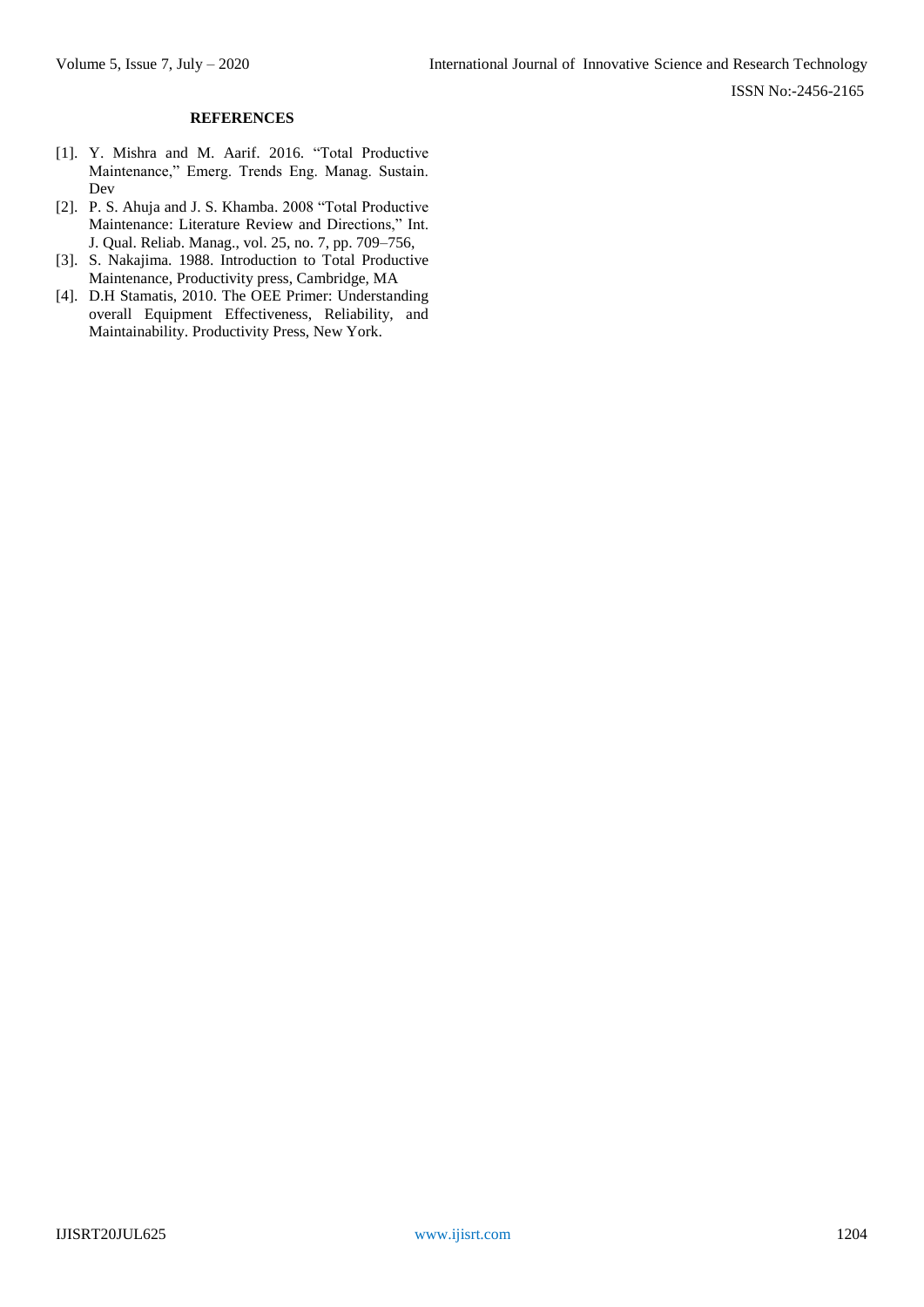## REFERENCES

[1]. Y. Mishra and M. Aarif. 2016. "Total Productive Maintenance," Emerg. Trends Eng. Manag. Sustain. Dev

[2]. P. S. Ahuja and J. S. Khamba. 2008 "Total Productive Maintenance: Literature Review and Directions," Int. J. Qual. Reliab. Manag., vol. 25, no. 7, pp. 709–756,

[3]. S. Nakajima. 1988. Introduction to Total Productive Maintenance, Productivity press, Cambridge, MA

[4]. D.H Stamatis, 2010. The OEE Primer: Understanding overall Equipment Effectiveness, Reliability, and Maintainability. Productivity Press, New York.